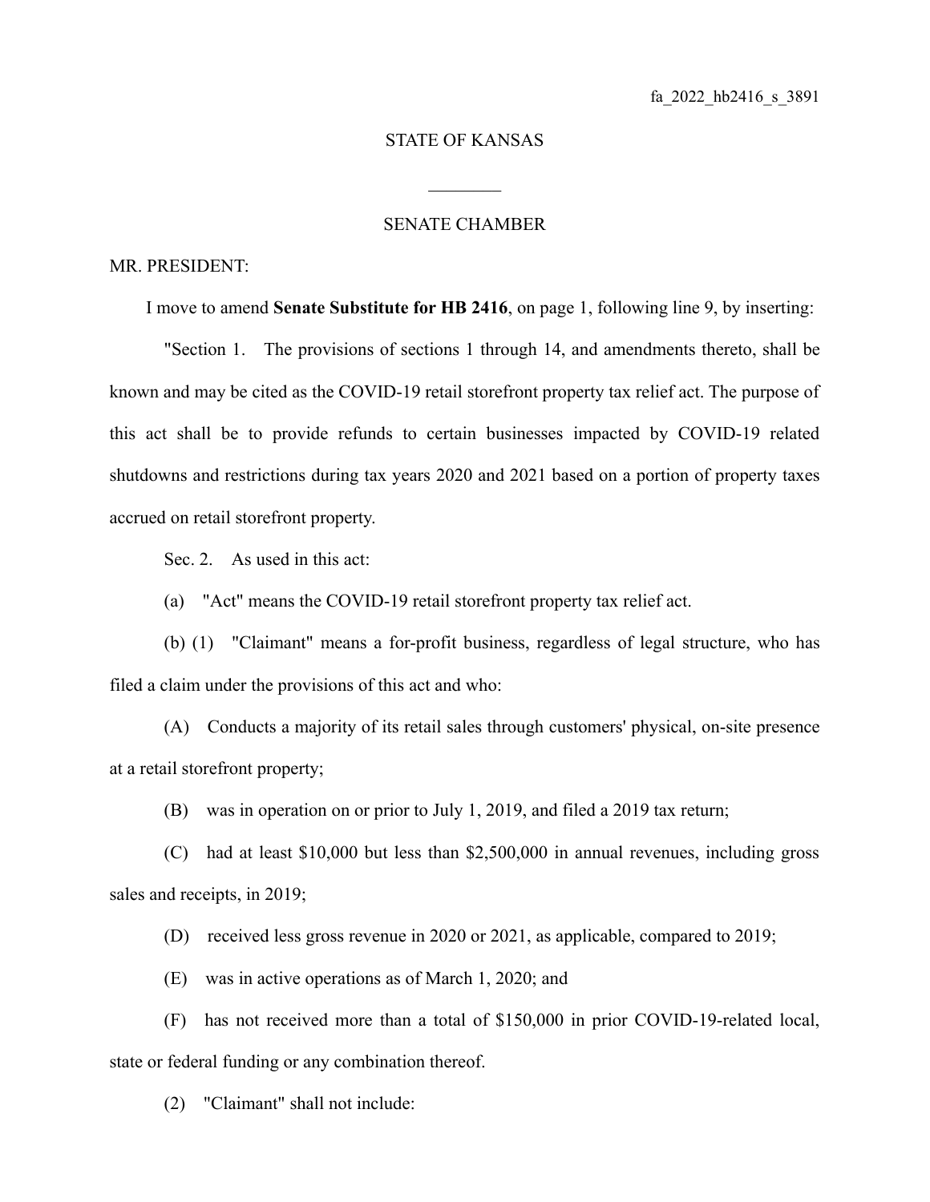fa_2022_hb2416_s_3891

STATE OF KANSAS

________

SENATE CHAMBER

MR. PRESIDENT:

I move to amend **Senate Substitute for HB 2416**, on page 1, following line 9, by inserting:

"Section 1. The provisions of sections 1 through 14, and amendments thereto, shall be known and may be cited as the COVID-19 retail storefront property tax relief act. The purpose of this act shall be to provide refunds to certain businesses impacted by COVID-19 related shutdowns and restrictions during tax years 2020 and 2021 based on a portion of property taxes accrued on retail storefront property.

Sec. 2. As used in this act:

(a) "Act" means the COVID-19 retail storefront property tax relief act.

(b) (1) "Claimant" means a for-profit business, regardless of legal structure, who has filed a claim under the provisions of this act and who:

(A) Conducts a majority of its retail sales through customers' physical, on-site presence at a retail storefront property;

(B) was in operation on or prior to July 1, 2019, and filed a 2019 tax return;

(C) had at least $10,000 but less than $2,500,000 in annual revenues, including gross sales and receipts, in 2019;

(D) received less gross revenue in 2020 or 2021, as applicable, compared to 2019;

(E) was in active operations as of March 1, 2020; and

(F) has not received more than a total of $150,000 in prior COVID-19-related local, state or federal funding or any combination thereof.

(2) "Claimant" shall not include: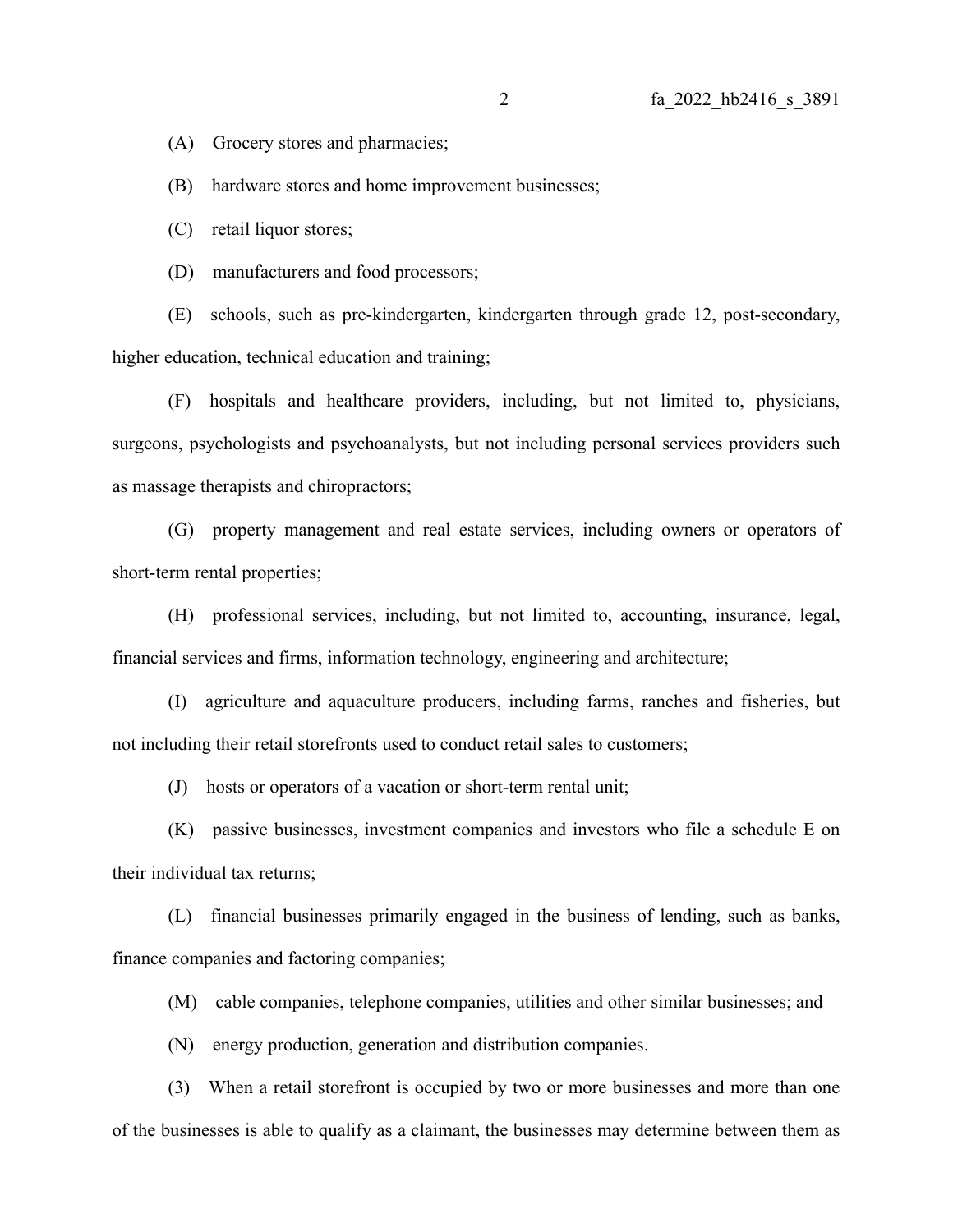(A) Grocery stores and pharmacies;

(B) hardware stores and home improvement businesses;

(C) retail liquor stores;

(D) manufacturers and food processors;

(E) schools, such as pre-kindergarten, kindergarten through grade 12, post-secondary, higher education, technical education and training;

(F) hospitals and healthcare providers, including, but not limited to, physicians, surgeons, psychologists and psychoanalysts, but not including personal services providers such as massage therapists and chiropractors;

(G) property management and real estate services, including owners or operators of short-term rental properties;

(H) professional services, including, but not limited to, accounting, insurance, legal, financial services and firms, information technology, engineering and architecture;

(I) agriculture and aquaculture producers, including farms, ranches and fisheries, but not including their retail storefronts used to conduct retail sales to customers;

(J) hosts or operators of a vacation or short-term rental unit;

(K) passive businesses, investment companies and investors who file a schedule E on their individual tax returns;

(L) financial businesses primarily engaged in the business of lending, such as banks, finance companies and factoring companies;

(M) cable companies, telephone companies, utilities and other similar businesses; and

(N) energy production, generation and distribution companies.

(3) When a retail storefront is occupied by two or more businesses and more than one of the businesses is able to qualify as a claimant, the businesses may determine between them as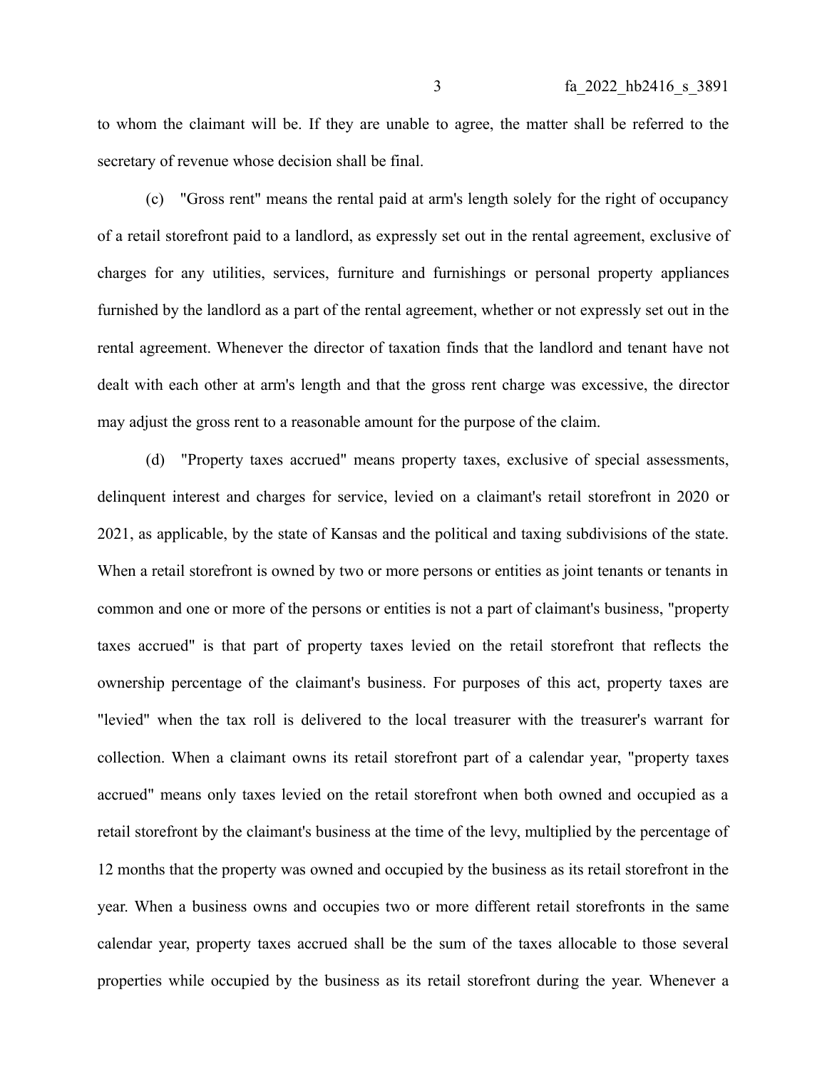to whom the claimant will be. If they are unable to agree, the matter shall be referred to the secretary of revenue whose decision shall be final.

(c) "Gross rent" means the rental paid at arm's length solely for the right of occupancy of a retail storefront paid to a landlord, as expressly set out in the rental agreement, exclusive of charges for any utilities, services, furniture and furnishings or personal property appliances furnished by the landlord as a part of the rental agreement, whether or not expressly set out in the rental agreement. Whenever the director of taxation finds that the landlord and tenant have not dealt with each other at arm's length and that the gross rent charge was excessive, the director may adjust the gross rent to a reasonable amount for the purpose of the claim.

(d) "Property taxes accrued" means property taxes, exclusive of special assessments, delinquent interest and charges for service, levied on a claimant's retail storefront in 2020 or 2021, as applicable, by the state of Kansas and the political and taxing subdivisions of the state. When a retail storefront is owned by two or more persons or entities as joint tenants or tenants in common and one or more of the persons or entities is not a part of claimant's business, "property taxes accrued" is that part of property taxes levied on the retail storefront that reflects the ownership percentage of the claimant's business. For purposes of this act, property taxes are "levied" when the tax roll is delivered to the local treasurer with the treasurer's warrant for collection. When a claimant owns its retail storefront part of a calendar year, "property taxes accrued" means only taxes levied on the retail storefront when both owned and occupied as a retail storefront by the claimant's business at the time of the levy, multiplied by the percentage of 12 months that the property was owned and occupied by the business as its retail storefront in the year. When a business owns and occupies two or more different retail storefronts in the same calendar year, property taxes accrued shall be the sum of the taxes allocable to those several properties while occupied by the business as its retail storefront during the year. Whenever a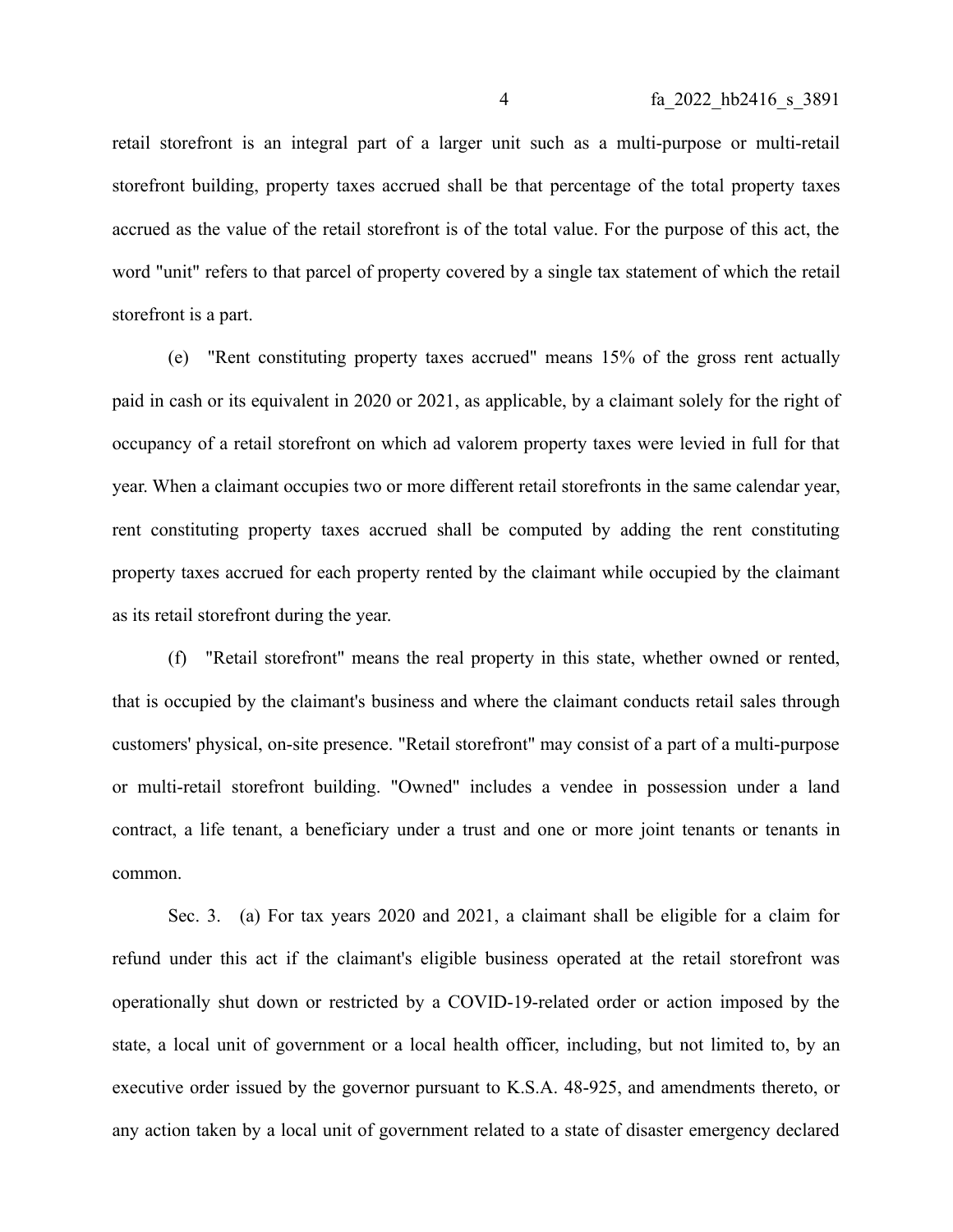retail storefront is an integral part of a larger unit such as a multi-purpose or multi-retail storefront building, property taxes accrued shall be that percentage of the total property taxes accrued as the value of the retail storefront is of the total value. For the purpose of this act, the word "unit" refers to that parcel of property covered by a single tax statement of which the retail storefront is a part.

(e) "Rent constituting property taxes accrued" means 15% of the gross rent actually paid in cash or its equivalent in 2020 or 2021, as applicable, by a claimant solely for the right of occupancy of a retail storefront on which ad valorem property taxes were levied in full for that year. When a claimant occupies two or more different retail storefronts in the same calendar year, rent constituting property taxes accrued shall be computed by adding the rent constituting property taxes accrued for each property rented by the claimant while occupied by the claimant as its retail storefront during the year.

(f) "Retail storefront" means the real property in this state, whether owned or rented, that is occupied by the claimant's business and where the claimant conducts retail sales through customers' physical, on-site presence. "Retail storefront" may consist of a part of a multi-purpose or multi-retail storefront building. "Owned" includes a vendee in possession under a land contract, a life tenant, a beneficiary under a trust and one or more joint tenants or tenants in common.

Sec. 3. (a) For tax years 2020 and 2021, a claimant shall be eligible for a claim for refund under this act if the claimant's eligible business operated at the retail storefront was operationally shut down or restricted by a COVID-19-related order or action imposed by the state, a local unit of government or a local health officer, including, but not limited to, by an executive order issued by the governor pursuant to K.S.A. 48-925, and amendments thereto, or any action taken by a local unit of government related to a state of disaster emergency declared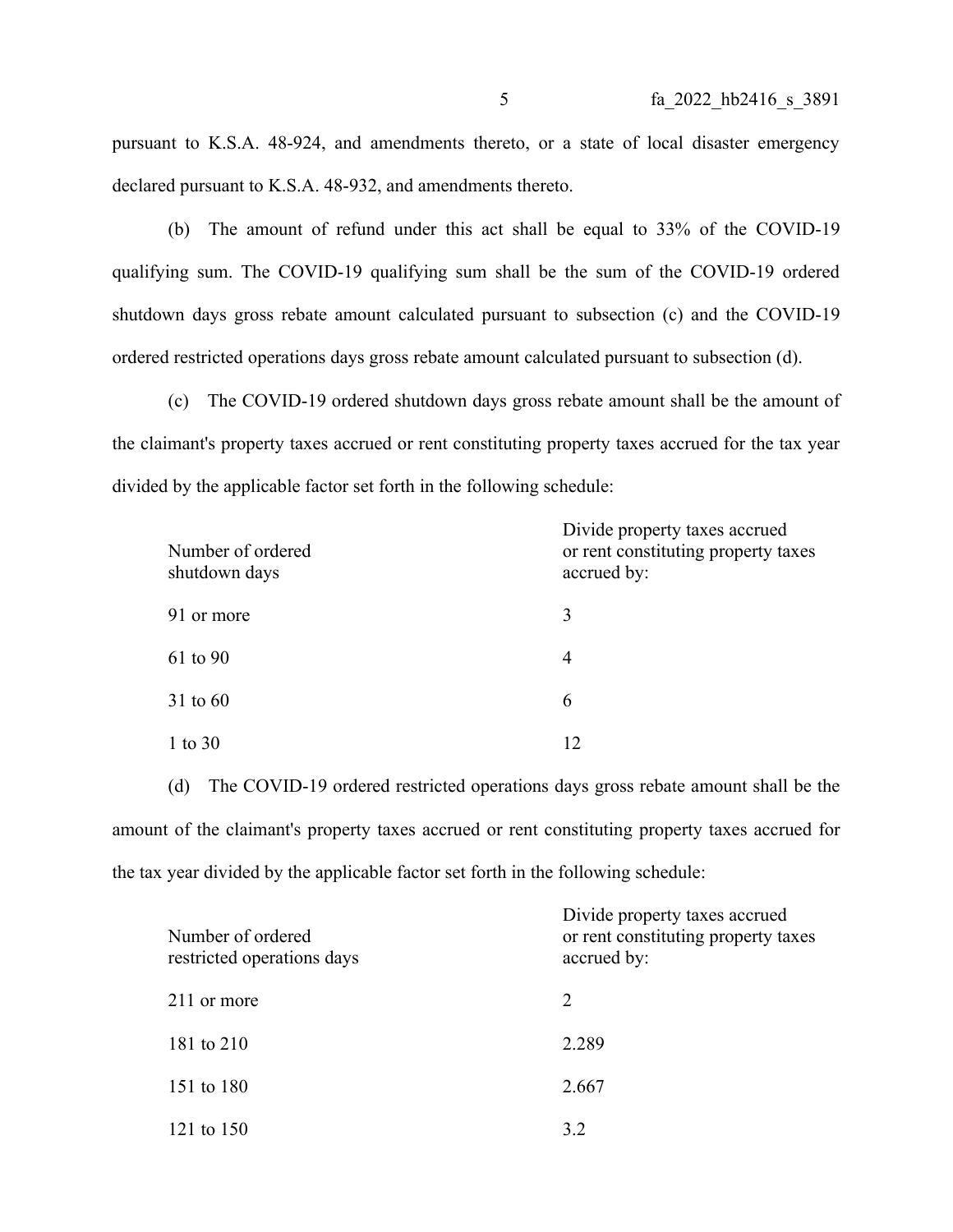pursuant to K.S.A. 48-924, and amendments thereto, or a state of local disaster emergency declared pursuant to K.S.A. 48-932, and amendments thereto.

(b) The amount of refund under this act shall be equal to 33% of the COVID-19 qualifying sum. The COVID-19 qualifying sum shall be the sum of the COVID-19 ordered shutdown days gross rebate amount calculated pursuant to subsection (c) and the COVID-19 ordered restricted operations days gross rebate amount calculated pursuant to subsection (d).

(c) The COVID-19 ordered shutdown days gross rebate amount shall be the amount of the claimant's property taxes accrued or rent constituting property taxes accrued for the tax year divided by the applicable factor set forth in the following schedule:

| Number of ordered shutdown days | Divide property taxes accrued or rent constituting property taxes accrued by: |
|---|---|
| 91 or more | 3 |
| 61 to 90 | 4 |
| 31 to 60 | 6 |
| 1 to 30 | 12 |

(d) The COVID-19 ordered restricted operations days gross rebate amount shall be the amount of the claimant's property taxes accrued or rent constituting property taxes accrued for the tax year divided by the applicable factor set forth in the following schedule:

| Number of ordered restricted operations days | Divide property taxes accrued or rent constituting property taxes accrued by: |
|---|---|
| 211 or more | 2 |
| 181 to 210 | 2.289 |
| 151 to 180 | 2.667 |
| 121 to 150 | 3.2 |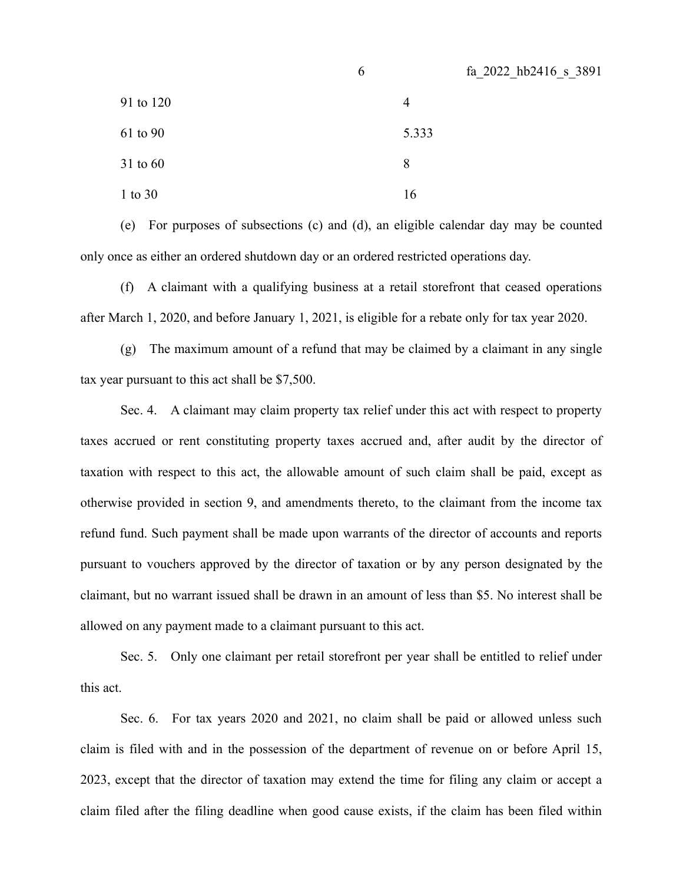| | |
|---|---|
| 91 to 120 | 4 |
| 61 to 90 | 5.333 |
| 31 to 60 | 8 |
| 1 to 30 | 16 |

(e) For purposes of subsections (c) and (d), an eligible calendar day may be counted only once as either an ordered shutdown day or an ordered restricted operations day.

(f) A claimant with a qualifying business at a retail storefront that ceased operations after March 1, 2020, and before January 1, 2021, is eligible for a rebate only for tax year 2020.

(g) The maximum amount of a refund that may be claimed by a claimant in any single tax year pursuant to this act shall be $7,500.

Sec. 4. A claimant may claim property tax relief under this act with respect to property taxes accrued or rent constituting property taxes accrued and, after audit by the director of taxation with respect to this act, the allowable amount of such claim shall be paid, except as otherwise provided in section 9, and amendments thereto, to the claimant from the income tax refund fund. Such payment shall be made upon warrants of the director of accounts and reports pursuant to vouchers approved by the director of taxation or by any person designated by the claimant, but no warrant issued shall be drawn in an amount of less than $5. No interest shall be allowed on any payment made to a claimant pursuant to this act.

Sec. 5. Only one claimant per retail storefront per year shall be entitled to relief under this act.

Sec. 6. For tax years 2020 and 2021, no claim shall be paid or allowed unless such claim is filed with and in the possession of the department of revenue on or before April 15, 2023, except that the director of taxation may extend the time for filing any claim or accept a claim filed after the filing deadline when good cause exists, if the claim has been filed within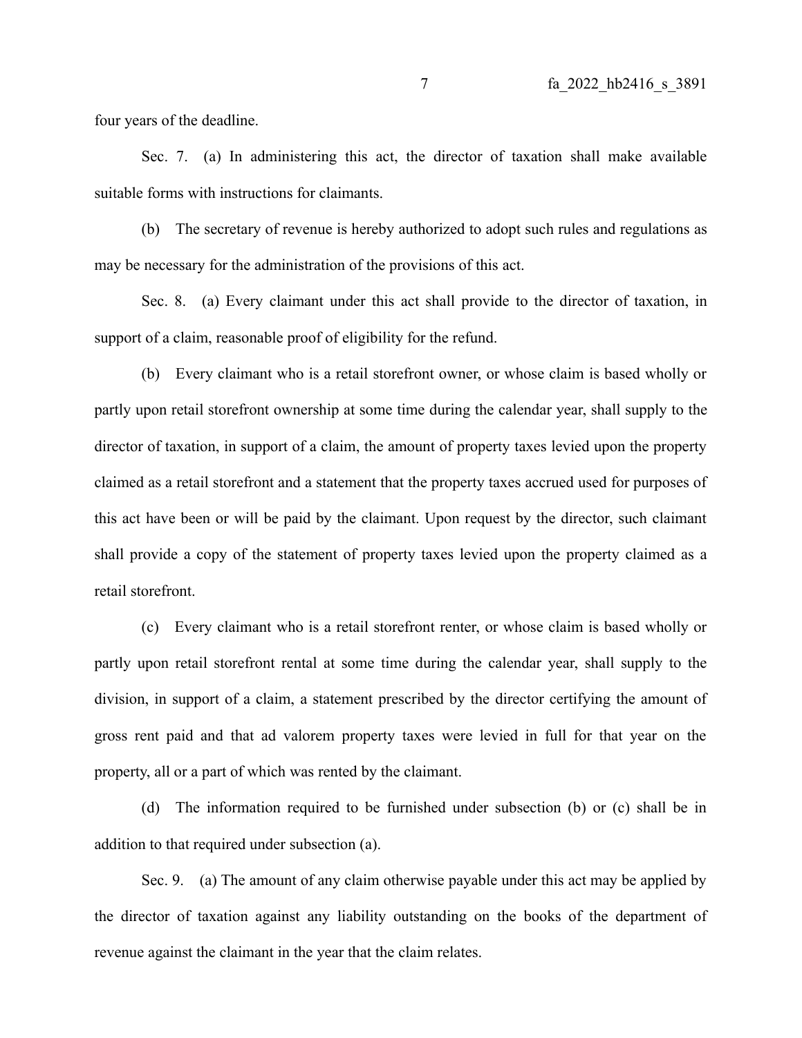four years of the deadline.

Sec. 7. (a) In administering this act, the director of taxation shall make available suitable forms with instructions for claimants.

(b) The secretary of revenue is hereby authorized to adopt such rules and regulations as may be necessary for the administration of the provisions of this act.

Sec. 8. (a) Every claimant under this act shall provide to the director of taxation, in support of a claim, reasonable proof of eligibility for the refund.

(b) Every claimant who is a retail storefront owner, or whose claim is based wholly or partly upon retail storefront ownership at some time during the calendar year, shall supply to the director of taxation, in support of a claim, the amount of property taxes levied upon the property claimed as a retail storefront and a statement that the property taxes accrued used for purposes of this act have been or will be paid by the claimant. Upon request by the director, such claimant shall provide a copy of the statement of property taxes levied upon the property claimed as a retail storefront.

(c) Every claimant who is a retail storefront renter, or whose claim is based wholly or partly upon retail storefront rental at some time during the calendar year, shall supply to the division, in support of a claim, a statement prescribed by the director certifying the amount of gross rent paid and that ad valorem property taxes were levied in full for that year on the property, all or a part of which was rented by the claimant.

(d) The information required to be furnished under subsection (b) or (c) shall be in addition to that required under subsection (a).

Sec. 9. (a) The amount of any claim otherwise payable under this act may be applied by the director of taxation against any liability outstanding on the books of the department of revenue against the claimant in the year that the claim relates.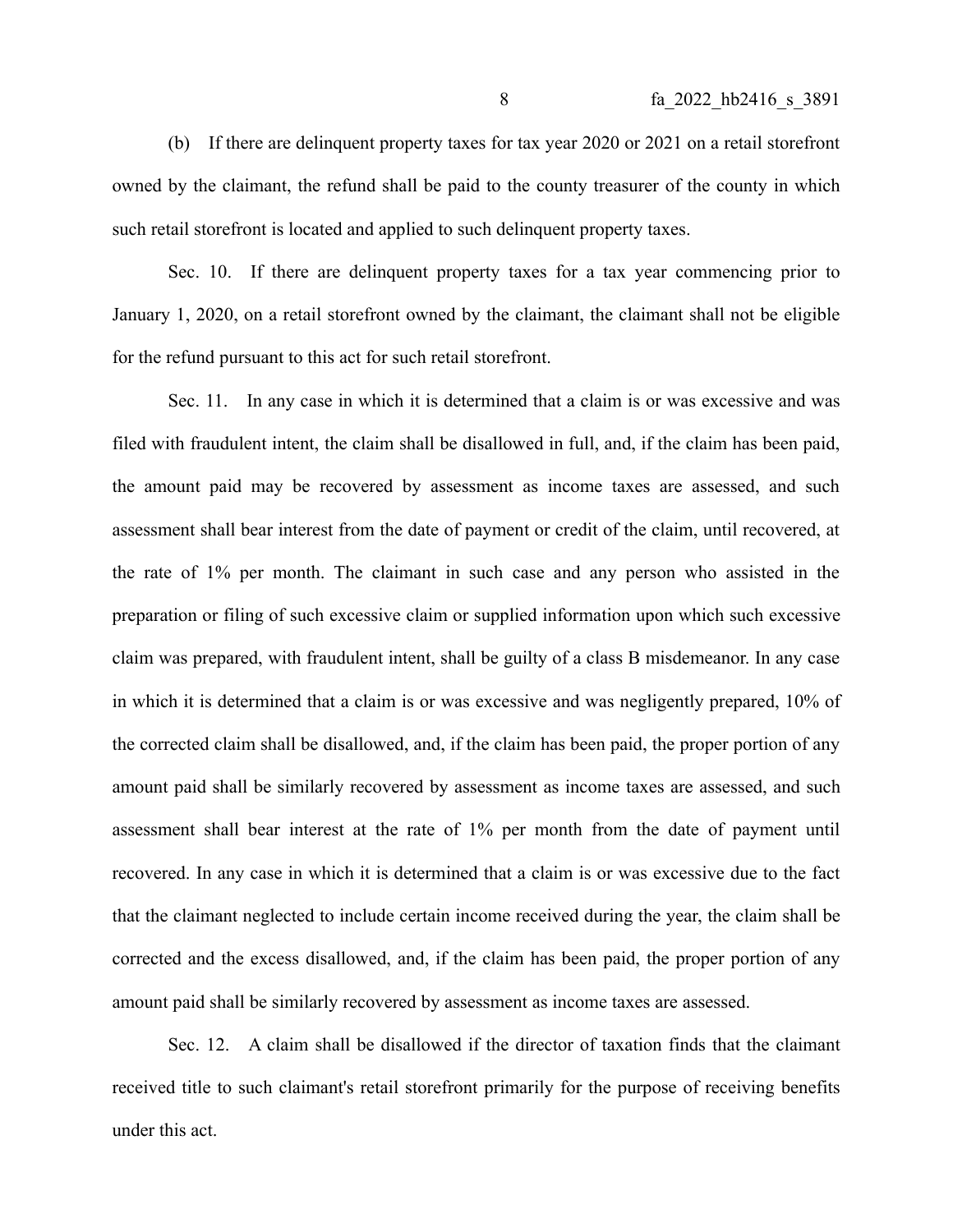(b) If there are delinquent property taxes for tax year 2020 or 2021 on a retail storefront owned by the claimant, the refund shall be paid to the county treasurer of the county in which such retail storefront is located and applied to such delinquent property taxes.

Sec. 10. If there are delinquent property taxes for a tax year commencing prior to January 1, 2020, on a retail storefront owned by the claimant, the claimant shall not be eligible for the refund pursuant to this act for such retail storefront.

Sec. 11. In any case in which it is determined that a claim is or was excessive and was filed with fraudulent intent, the claim shall be disallowed in full, and, if the claim has been paid, the amount paid may be recovered by assessment as income taxes are assessed, and such assessment shall bear interest from the date of payment or credit of the claim, until recovered, at the rate of 1% per month. The claimant in such case and any person who assisted in the preparation or filing of such excessive claim or supplied information upon which such excessive claim was prepared, with fraudulent intent, shall be guilty of a class B misdemeanor. In any case in which it is determined that a claim is or was excessive and was negligently prepared, 10% of the corrected claim shall be disallowed, and, if the claim has been paid, the proper portion of any amount paid shall be similarly recovered by assessment as income taxes are assessed, and such assessment shall bear interest at the rate of 1% per month from the date of payment until recovered. In any case in which it is determined that a claim is or was excessive due to the fact that the claimant neglected to include certain income received during the year, the claim shall be corrected and the excess disallowed, and, if the claim has been paid, the proper portion of any amount paid shall be similarly recovered by assessment as income taxes are assessed.

Sec. 12. A claim shall be disallowed if the director of taxation finds that the claimant received title to such claimant's retail storefront primarily for the purpose of receiving benefits under this act.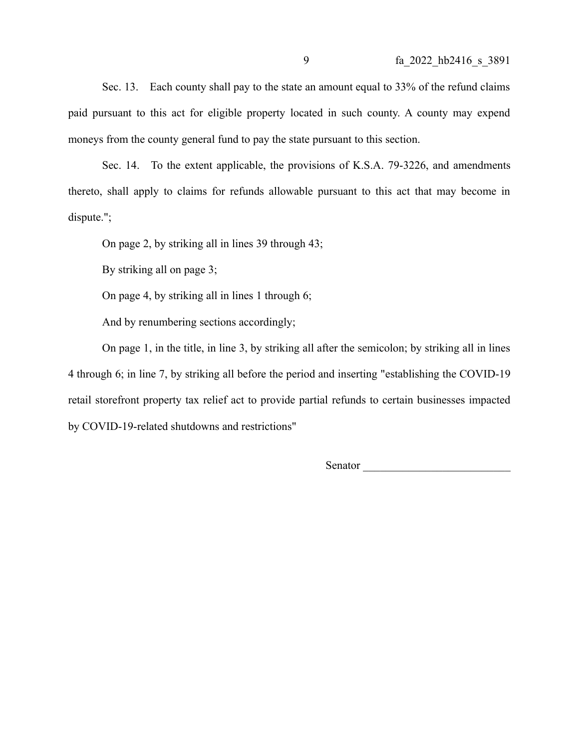Sec. 13. Each county shall pay to the state an amount equal to 33% of the refund claims paid pursuant to this act for eligible property located in such county. A county may expend moneys from the county general fund to pay the state pursuant to this section.

Sec. 14. To the extent applicable, the provisions of K.S.A. 79-3226, and amendments thereto, shall apply to claims for refunds allowable pursuant to this act that may become in dispute.";

On page 2, by striking all in lines 39 through 43;

By striking all on page 3;

On page 4, by striking all in lines 1 through 6;

And by renumbering sections accordingly;

On page 1, in the title, in line 3, by striking all after the semicolon; by striking all in lines 4 through 6; in line 7, by striking all before the period and inserting "establishing the COVID-19 retail storefront property tax relief act to provide partial refunds to certain businesses impacted by COVID-19-related shutdowns and restrictions"

Senator ___________________________